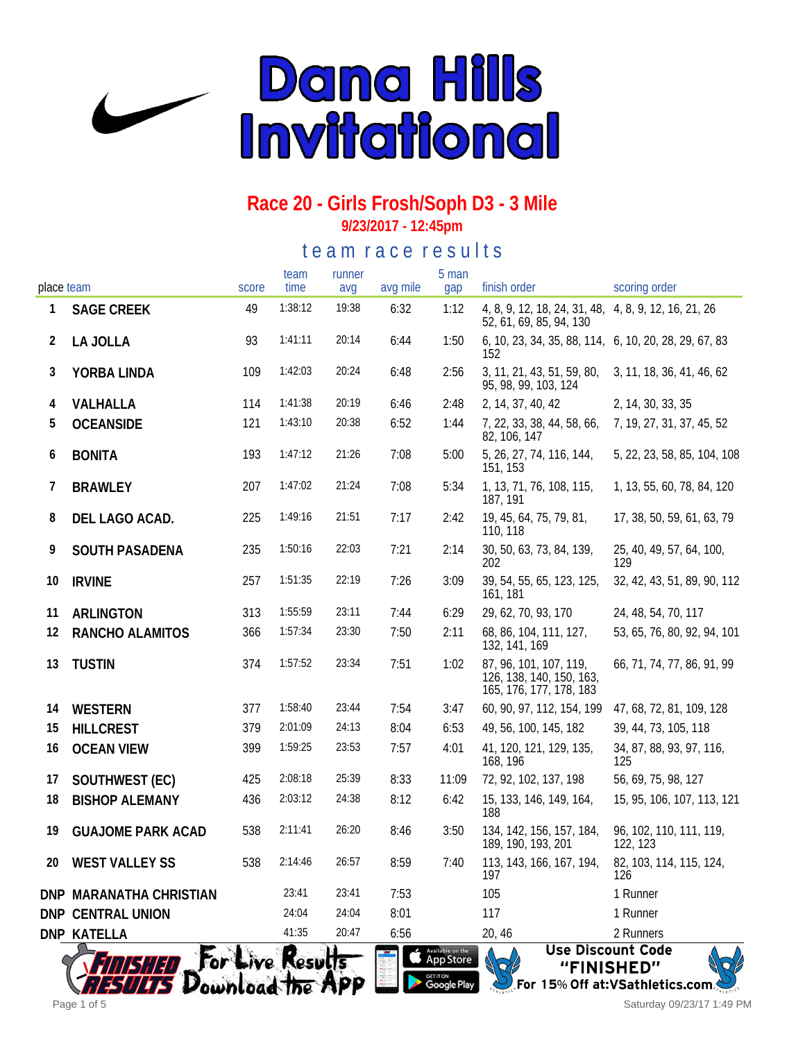# Dana Hills Invitational

## Race 20 - Girls Frosh/Soph D3 - 3 Mile

**9/23/2017 - 12:45pm**

### team race results

| place | team | score | team time | runner avg | avg mile | 5 man gap | finish order | scoring order |
|---|---|---|---|---|---|---|---|---|
| 1 | SAGE CREEK | 49 | 1:38:12 | 19:38 | 6:32 | 1:12 | 4, 8, 9, 12, 18, 24, 31, 48, 52, 61, 69, 85, 94, 130 | 4, 8, 9, 12, 16, 21, 26 |
| 2 | LA JOLLA | 93 | 1:41:11 | 20:14 | 6:44 | 1:50 | 6, 10, 23, 34, 35, 88, 114, 152 | 6, 10, 20, 28, 29, 67, 83 |
| 3 | YORBA LINDA | 109 | 1:42:03 | 20:24 | 6:48 | 2:56 | 3, 11, 21, 43, 51, 59, 80, 95, 98, 99, 103, 124 | 3, 11, 18, 36, 41, 46, 62 |
| 4 | VALHALLA | 114 | 1:41:38 | 20:19 | 6:46 | 2:48 | 2, 14, 37, 40, 42 | 2, 14, 30, 33, 35 |
| 5 | OCEANSIDE | 121 | 1:43:10 | 20:38 | 6:52 | 1:44 | 7, 22, 33, 38, 44, 58, 66, 82, 106, 147 | 7, 19, 27, 31, 37, 45, 52 |
| 6 | BONITA | 193 | 1:47:12 | 21:26 | 7:08 | 5:00 | 5, 26, 27, 74, 116, 144, 151, 153 | 5, 22, 23, 58, 85, 104, 108 |
| 7 | BRAWLEY | 207 | 1:47:02 | 21:24 | 7:08 | 5:34 | 1, 13, 71, 76, 108, 115, 187, 191 | 1, 13, 55, 60, 78, 84, 120 |
| 8 | DEL LAGO ACAD. | 225 | 1:49:16 | 21:51 | 7:17 | 2:42 | 19, 45, 64, 75, 79, 81, 110, 118 | 17, 38, 50, 59, 61, 63, 79 |
| 9 | SOUTH PASADENA | 235 | 1:50:16 | 22:03 | 7:21 | 2:14 | 30, 50, 63, 73, 84, 139, 202 | 25, 40, 49, 57, 64, 100, 129 |
| 10 | IRVINE | 257 | 1:51:35 | 22:19 | 7:26 | 3:09 | 39, 54, 55, 65, 123, 125, 161, 181 | 32, 42, 43, 51, 89, 90, 112 |
| 11 | ARLINGTON | 313 | 1:55:59 | 23:11 | 7:44 | 6:29 | 29, 62, 70, 93, 170 | 24, 48, 54, 70, 117 |
| 12 | RANCHO ALAMITOS | 366 | 1:57:34 | 23:30 | 7:50 | 2:11 | 68, 86, 104, 111, 127, 132, 141, 169 | 53, 65, 76, 80, 92, 94, 101 |
| 13 | TUSTIN | 374 | 1:57:52 | 23:34 | 7:51 | 1:02 | 87, 96, 101, 107, 119, 126, 138, 140, 150, 163, 165, 176, 177, 178, 183 | 66, 71, 74, 77, 86, 91, 99 |
| 14 | WESTERN | 377 | 1:58:40 | 23:44 | 7:54 | 3:47 | 60, 90, 97, 112, 154, 199 | 47, 68, 72, 81, 109, 128 |
| 15 | HILLCREST | 379 | 2:01:09 | 24:13 | 8:04 | 6:53 | 49, 56, 100, 145, 182 | 39, 44, 73, 105, 118 |
| 16 | OCEAN VIEW | 399 | 1:59:25 | 23:53 | 7:57 | 4:01 | 41, 120, 121, 129, 135, 168, 196 | 34, 87, 88, 93, 97, 116, 125 |
| 17 | SOUTHWEST (EC) | 425 | 2:08:18 | 25:39 | 8:33 | 11:09 | 72, 92, 102, 137, 198 | 56, 69, 75, 98, 127 |
| 18 | BISHOP ALEMANY | 436 | 2:03:12 | 24:38 | 8:12 | 6:42 | 15, 133, 146, 149, 164, 188 | 15, 95, 106, 107, 113, 121 |
| 19 | GUAJOME PARK ACAD | 538 | 2:11:41 | 26:20 | 8:46 | 3:50 | 134, 142, 156, 157, 184, 189, 190, 193, 201 | 96, 102, 110, 111, 119, 122, 123 |
| 20 | WEST VALLEY SS | 538 | 2:14:46 | 26:57 | 8:59 | 7:40 | 113, 143, 166, 167, 194, 197 | 82, 103, 114, 115, 124, 126 |
| DNP | MARANATHA CHRISTIAN | | 23:41 | 23:41 | 7:53 | | 105 | 1 Runner |
| DNP | CENTRAL UNION | | 24:04 | 24:04 | 8:01 | | 117 | 1 Runner |
| DNP | KATELLA | | 41:35 | 20:47 | 6:56 | | 20, 46 | 2 Runners |

Finished Results — For Live Results Download the App

Use Discount Code "FINISHED" For 15% Off at: VSathletics.com

Saturday 09/23/17 1:49 PM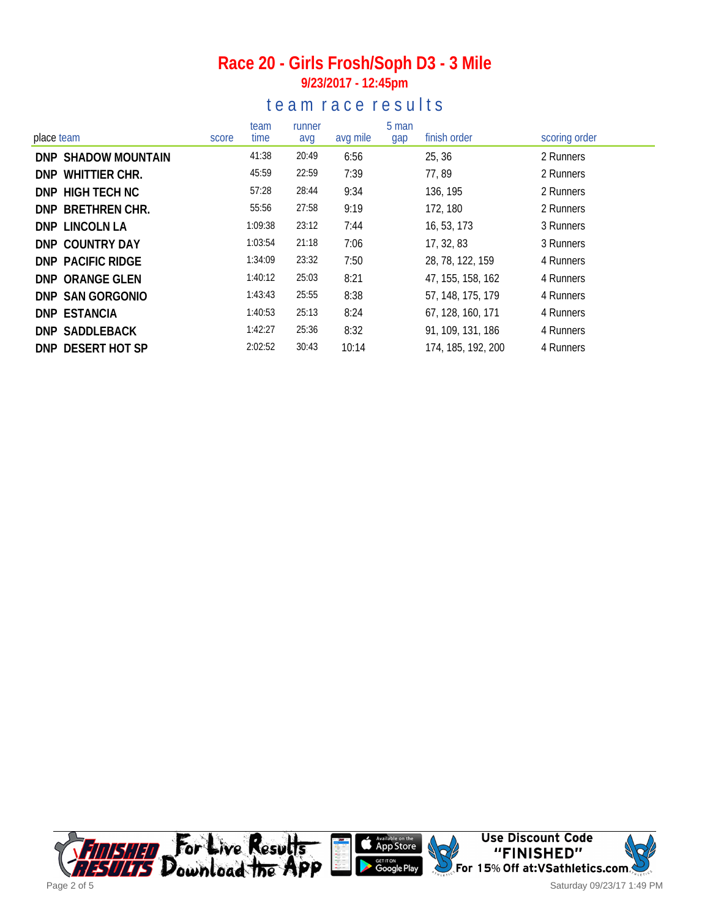# Race 20 - Girls Frosh/Soph D3 - 3 Mile

**9/23/2017 - 12:45pm**

## team race results

| place | team | score | team time | runner avg | avg mile | 5 man gap | finish order | scoring order |
|---|---|---|---|---|---|---|---|---|
| DNP | SHADOW MOUNTAIN | | 41:38 | 20:49 | 6:56 | | 25, 36 | 2 Runners |
| DNP | WHITTIER CHR. | | 45:59 | 22:59 | 7:39 | | 77, 89 | 2 Runners |
| DNP | HIGH TECH NC | | 57:28 | 28:44 | 9:34 | | 136, 195 | 2 Runners |
| DNP | BRETHREN CHR. | | 55:56 | 27:58 | 9:19 | | 172, 180 | 2 Runners |
| DNP | LINCOLN LA | | 1:09:38 | 23:12 | 7:44 | | 16, 53, 173 | 3 Runners |
| DNP | COUNTRY DAY | | 1:03:54 | 21:18 | 7:06 | | 17, 32, 83 | 3 Runners |
| DNP | PACIFIC RIDGE | | 1:34:09 | 23:32 | 7:50 | | 28, 78, 122, 159 | 4 Runners |
| DNP | ORANGE GLEN | | 1:40:12 | 25:03 | 8:21 | | 47, 155, 158, 162 | 4 Runners |
| DNP | SAN GORGONIO | | 1:43:43 | 25:55 | 8:38 | | 57, 148, 175, 179 | 4 Runners |
| DNP | ESTANCIA | | 1:40:53 | 25:13 | 8:24 | | 67, 128, 160, 171 | 4 Runners |
| DNP | SADDLEBACK | | 1:42:27 | 25:36 | 8:32 | | 91, 109, 131, 186 | 4 Runners |
| DNP | DESERT HOT SP | | 2:02:52 | 30:43 | 10:14 | | 174, 185, 192, 200 | 4 Runners |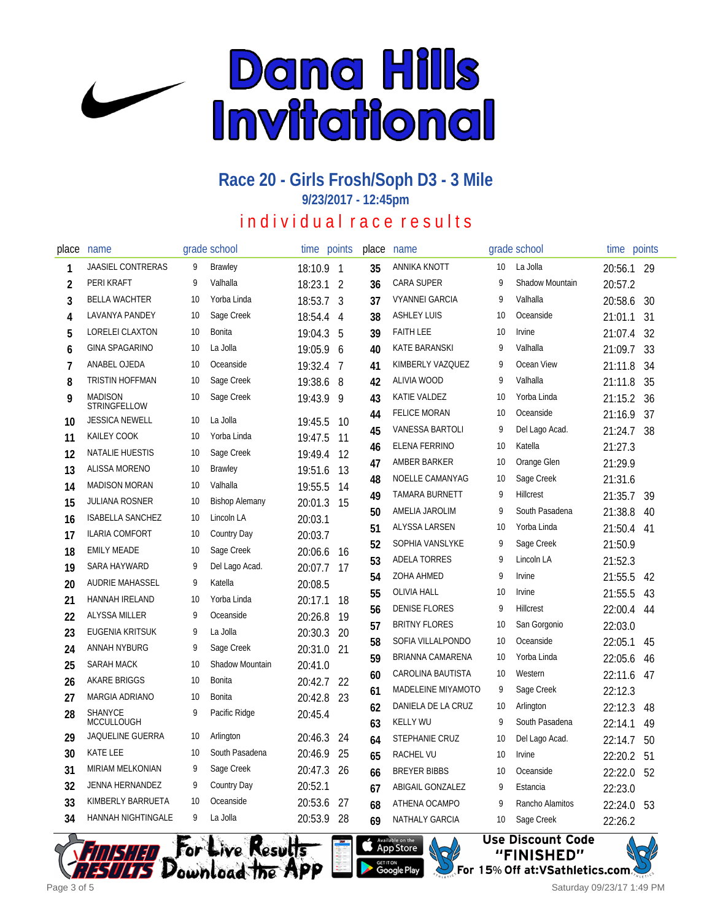# Dana Hills Invitational

## Race 20 - Girls Frosh/Soph D3 - 3 Mile

**9/23/2017 - 12:45pm**

### individual race results

| place | name | grade | school | time | points |
|---|---|---|---|---|---|
| 1 | JAASIEL CONTRERAS | 9 | Brawley | 18:10.9 | 1 |
| 2 | PERI KRAFT | 9 | Valhalla | 18:23.1 | 2 |
| 3 | BELLA WACHTER | 10 | Yorba Linda | 18:53.7 | 3 |
| 4 | LAVANYA PANDEY | 10 | Sage Creek | 18:54.4 | 4 |
| 5 | LORELEI CLAXTON | 10 | Bonita | 19:04.3 | 5 |
| 6 | GINA SPAGARINO | 10 | La Jolla | 19:05.9 | 6 |
| 7 | ANABEL OJEDA | 10 | Oceanside | 19:32.4 | 7 |
| 8 | TRISTIN HOFFMAN | 10 | Sage Creek | 19:38.6 | 8 |
| 9 | MADISON STRINGFELLOW | 10 | Sage Creek | 19:43.9 | 9 |
| 10 | JESSICA NEWELL | 10 | La Jolla | 19:45.5 | 10 |
| 11 | KAILEY COOK | 10 | Yorba Linda | 19:47.5 | 11 |
| 12 | NATALIE HUESTIS | 10 | Sage Creek | 19:49.4 | 12 |
| 13 | ALISSA MORENO | 10 | Brawley | 19:51.6 | 13 |
| 14 | MADISON MORAN | 10 | Valhalla | 19:55.5 | 14 |
| 15 | JULIANA ROSNER | 10 | Bishop Alemany | 20:01.3 | 15 |
| 16 | ISABELLA SANCHEZ | 10 | Lincoln LA | 20:03.1 | |
| 17 | ILARIA COMFORT | 10 | Country Day | 20:03.7 | |
| 18 | EMILY MEADE | 10 | Sage Creek | 20:06.6 | 16 |
| 19 | SARA HAYWARD | 9 | Del Lago Acad. | 20:07.7 | 17 |
| 20 | AUDRIE MAHASSEL | 9 | Katella | 20:08.5 | |
| 21 | HANNAH IRELAND | 10 | Yorba Linda | 20:17.1 | 18 |
| 22 | ALYSSA MILLER | 9 | Oceanside | 20:26.8 | 19 |
| 23 | EUGENIA KRITSUK | 9 | La Jolla | 20:30.3 | 20 |
| 24 | ANNAH NYBURG | 9 | Sage Creek | 20:31.0 | 21 |
| 25 | SARAH MACK | 10 | Shadow Mountain | 20:41.0 | |
| 26 | AKARE BRIGGS | 10 | Bonita | 20:42.7 | 22 |
| 27 | MARGIA ADRIANO | 10 | Bonita | 20:42.8 | 23 |
| 28 | SHANYCE MCCULLOUGH | 9 | Pacific Ridge | 20:45.4 | |
| 29 | JAQUELINE GUERRA | 10 | Arlington | 20:46.3 | 24 |
| 30 | KATE LEE | 10 | South Pasadena | 20:46.9 | 25 |
| 31 | MIRIAM MELKONIAN | 9 | Sage Creek | 20:47.3 | 26 |
| 32 | JENNA HERNANDEZ | 9 | Country Day | 20:52.1 | |
| 33 | KIMBERLY BARRUETA | 10 | Oceanside | 20:53.6 | 27 |
| 34 | HANNAH NIGHTINGALE | 9 | La Jolla | 20:53.9 | 28 |
| 35 | ANNIKA KNOTT | 10 | La Jolla | 20:56.1 | 29 |
| 36 | CARA SUPER | 9 | Shadow Mountain | 20:57.2 | |
| 37 | VYANNEI GARCIA | 9 | Valhalla | 20:58.6 | 30 |
| 38 | ASHLEY LUIS | 10 | Oceanside | 21:01.1 | 31 |
| 39 | FAITH LEE | 10 | Irvine | 21:07.4 | 32 |
| 40 | KATE BARANSKI | 9 | Valhalla | 21:09.7 | 33 |
| 41 | KIMBERLY VAZQUEZ | 9 | Ocean View | 21:11.8 | 34 |
| 42 | ALIVIA WOOD | 9 | Valhalla | 21:11.8 | 35 |
| 43 | KATIE VALDEZ | 10 | Yorba Linda | 21:15.2 | 36 |
| 44 | FELICE MORAN | 10 | Oceanside | 21:16.9 | 37 |
| 45 | VANESSA BARTOLI | 9 | Del Lago Acad. | 21:24.7 | 38 |
| 46 | ELENA FERRINO | 10 | Katella | 21:27.3 | |
| 47 | AMBER BARKER | 10 | Orange Glen | 21:29.9 | |
| 48 | NOELLE CAMANYAG | 10 | Sage Creek | 21:31.6 | |
| 49 | TAMARA BURNETT | 9 | Hillcrest | 21:35.7 | 39 |
| 50 | AMELIA JAROLIM | 9 | South Pasadena | 21:38.8 | 40 |
| 51 | ALYSSA LARSEN | 10 | Yorba Linda | 21:50.4 | 41 |
| 52 | SOPHIA VANSLYKE | 9 | Sage Creek | 21:50.9 | |
| 53 | ADELA TORRES | 9 | Lincoln LA | 21:52.3 | |
| 54 | ZOHA AHMED | 9 | Irvine | 21:55.5 | 42 |
| 55 | OLIVIA HALL | 10 | Irvine | 21:55.5 | 43 |
| 56 | DENISE FLORES | 9 | Hillcrest | 22:00.4 | 44 |
| 57 | BRITNY FLORES | 10 | San Gorgonio | 22:03.0 | |
| 58 | SOFIA VILLALPONDO | 10 | Oceanside | 22:05.1 | 45 |
| 59 | BRIANNA CAMARENA | 10 | Yorba Linda | 22:05.6 | 46 |
| 60 | CAROLINA BAUTISTA | 10 | Western | 22:11.6 | 47 |
| 61 | MADELEINE MIYAMOTO | 9 | Sage Creek | 22:12.3 | |
| 62 | DANIELA DE LA CRUZ | 10 | Arlington | 22:12.3 | 48 |
| 63 | KELLY WU | 9 | South Pasadena | 22:14.1 | 49 |
| 64 | STEPHANIE CRUZ | 10 | Del Lago Acad. | 22:14.7 | 50 |
| 65 | RACHEL VU | 10 | Irvine | 22:20.2 | 51 |
| 66 | BREYER BIBBS | 10 | Oceanside | 22:22.0 | 52 |
| 67 | ABIGAIL GONZALEZ | 9 | Estancia | 22:23.0 | |
| 68 | ATHENA OCAMPO | 9 | Rancho Alamitos | 22:24.0 | 53 |
| 69 | NATHALY GARCIA | 10 | Sage Creek | 22:26.2 | |

For Live Results Download the App

Use Discount Code "FINISHED" For 15% Off at:VSathletics.com

Saturday 09/23/17 1:49 PM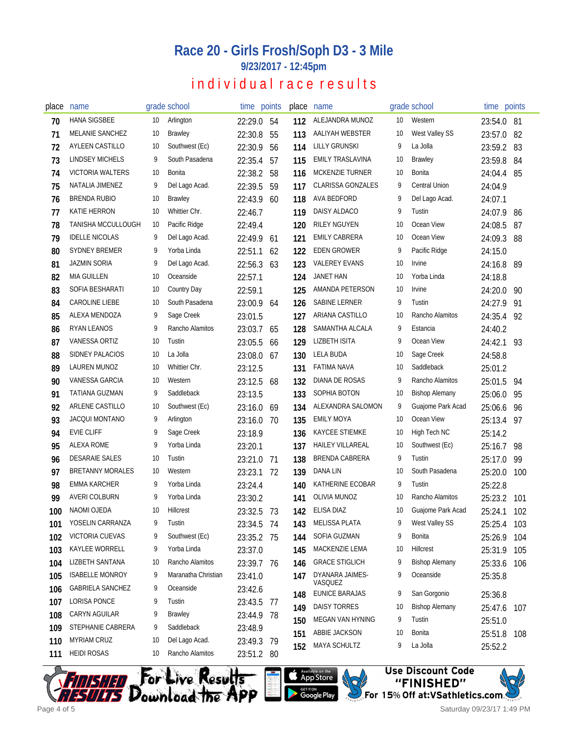# Race 20 - Girls Frosh/Soph D3 - 3 Mile

### 9/23/2017 - 12:45pm

## individual race results

| place | name | grade | school | time | points |
|---|---|---|---|---|---|
| 70 | HANA SIGSBEE | 10 | Arlington | 22:29.0 | 54 |
| 71 | MELANIE SANCHEZ | 10 | Brawley | 22:30.8 | 55 |
| 72 | AYLEEN CASTILLO | 10 | Southwest (Ec) | 22:30.9 | 56 |
| 73 | LINDSEY MICHELS | 9 | South Pasadena | 22:35.4 | 57 |
| 74 | VICTORIA WALTERS | 10 | Bonita | 22:38.2 | 58 |
| 75 | NATALIA JIMENEZ | 9 | Del Lago Acad. | 22:39.5 | 59 |
| 76 | BRENDA RUBIO | 10 | Brawley | 22:43.9 | 60 |
| 77 | KATIE HERRON | 10 | Whittier Chr. | 22:46.7 | |
| 78 | TANISHA MCCULLOUGH | 10 | Pacific Ridge | 22:49.4 | |
| 79 | IDELLE NICOLAS | 9 | Del Lago Acad. | 22:49.9 | 61 |
| 80 | SYDNEY BREMER | 9 | Yorba Linda | 22:51.1 | 62 |
| 81 | JAZMIN SORIA | 9 | Del Lago Acad. | 22:56.3 | 63 |
| 82 | MIA GUILLEN | 10 | Oceanside | 22:57.1 | |
| 83 | SOFIA BESHARATI | 10 | Country Day | 22:59.1 | |
| 84 | CAROLINE LIEBE | 10 | South Pasadena | 23:00.9 | 64 |
| 85 | ALEXA MENDOZA | 9 | Sage Creek | 23:01.5 | |
| 86 | RYAN LEANOS | 9 | Rancho Alamitos | 23:03.7 | 65 |
| 87 | VANESSA ORTIZ | 10 | Tustin | 23:05.5 | 66 |
| 88 | SIDNEY PALACIOS | 10 | La Jolla | 23:08.0 | 67 |
| 89 | LAUREN MUNOZ | 10 | Whittier Chr. | 23:12.5 | |
| 90 | VANESSA GARCIA | 10 | Western | 23:12.5 | 68 |
| 91 | TATIANA GUZMAN | 9 | Saddleback | 23:13.5 | |
| 92 | ARLENE CASTILLO | 10 | Southwest (Ec) | 23:16.0 | 69 |
| 93 | JACQUI MONTANO | 9 | Arlington | 23:16.0 | 70 |
| 94 | EVIE CLIFF | 9 | Sage Creek | 23:18.9 | |
| 95 | ALEXA ROME | 9 | Yorba Linda | 23:20.1 | |
| 96 | DESARAIE SALES | 10 | Tustin | 23:21.0 | 71 |
| 97 | BRETANNY MORALES | 10 | Western | 23:23.1 | 72 |
| 98 | EMMA KARCHER | 9 | Yorba Linda | 23:24.4 | |
| 99 | AVERI COLBURN | 9 | Yorba Linda | 23:30.2 | |
| 100 | NAOMI OJEDA | 10 | Hillcrest | 23:32.5 | 73 |
| 101 | YOSELIN CARRANZA | 9 | Tustin | 23:34.5 | 74 |
| 102 | VICTORIA CUEVAS | 9 | Southwest (Ec) | 23:35.2 | 75 |
| 103 | KAYLEE WORRELL | 9 | Yorba Linda | 23:37.0 | |
| 104 | LIZBETH SANTANA | 10 | Rancho Alamitos | 23:39.7 | 76 |
| 105 | ISABELLE MONROY | 9 | Maranatha Christian | 23:41.0 | |
| 106 | GABRIELA SANCHEZ | 9 | Oceanside | 23:42.6 | |
| 107 | LORISA PONCE | 9 | Tustin | 23:43.5 | 77 |
| 108 | CARYN AGUILAR | 9 | Brawley | 23:44.9 | 78 |
| 109 | STEPHANIE CABRERA | 9 | Saddleback | 23:48.9 | |
| 110 | MYRIAM CRUZ | 10 | Del Lago Acad. | 23:49.3 | 79 |
| 111 | HEIDI ROSAS | 10 | Rancho Alamitos | 23:51.2 | 80 |
| 112 | ALEJANDRA MUNOZ | 10 | Western | 23:54.0 | 81 |
| 113 | AALIYAH WEBSTER | 10 | West Valley SS | 23:57.0 | 82 |
| 114 | LILLY GRUNSKI | 9 | La Jolla | 23:59.2 | 83 |
| 115 | EMILY TRASLAVINA | 10 | Brawley | 23:59.8 | 84 |
| 116 | MCKENZIE TURNER | 10 | Bonita | 24:04.4 | 85 |
| 117 | CLARISSA GONZALES | 9 | Central Union | 24:04.9 | |
| 118 | AVA BEDFORD | 9 | Del Lago Acad. | 24:07.1 | |
| 119 | DAISY ALDACO | 9 | Tustin | 24:07.9 | 86 |
| 120 | RILEY NGUYEN | 10 | Ocean View | 24:08.5 | 87 |
| 121 | EMILY CABRERA | 10 | Ocean View | 24:09.3 | 88 |
| 122 | EDEN GROWER | 9 | Pacific Ridge | 24:15.0 | |
| 123 | VALEREY EVANS | 10 | Irvine | 24:16.8 | 89 |
| 124 | JANET HAN | 10 | Yorba Linda | 24:18.8 | |
| 125 | AMANDA PETERSON | 10 | Irvine | 24:20.0 | 90 |
| 126 | SABINE LERNER | 9 | Tustin | 24:27.9 | 91 |
| 127 | ARIANA CASTILLO | 10 | Rancho Alamitos | 24:35.4 | 92 |
| 128 | SAMANTHA ALCALA | 9 | Estancia | 24:40.2 | |
| 129 | LIZBETH ISITA | 9 | Ocean View | 24:42.1 | 93 |
| 130 | LELA BUDA | 10 | Sage Creek | 24:58.8 | |
| 131 | FATIMA NAVA | 10 | Saddleback | 25:01.2 | |
| 132 | DIANA DE ROSAS | 9 | Rancho Alamitos | 25:01.5 | 94 |
| 133 | SOPHIA BOTON | 10 | Bishop Alemany | 25:06.0 | 95 |
| 134 | ALEXANDRA SALOMON | 9 | Guajome Park Acad | 25:06.6 | 96 |
| 135 | EMILY MOYA | 10 | Ocean View | 25:13.4 | 97 |
| 136 | KAYCEE STIEMKE | 10 | High Tech NC | 25:14.2 | |
| 137 | HAILEY VILLAREAL | 10 | Southwest (Ec) | 25:16.7 | 98 |
| 138 | BRENDA CABRERA | 9 | Tustin | 25:17.0 | 99 |
| 139 | DANA LIN | 10 | South Pasadena | 25:20.0 | 100 |
| 140 | KATHERINE ECOBAR | 9 | Tustin | 25:22.8 | |
| 141 | OLIVIA MUNOZ | 10 | Rancho Alamitos | 25:23.2 | 101 |
| 142 | ELISA DIAZ | 10 | Guajome Park Acad | 25:24.1 | 102 |
| 143 | MELISSA PLATA | 9 | West Valley SS | 25:25.4 | 103 |
| 144 | SOFIA GUZMAN | 9 | Bonita | 25:26.9 | 104 |
| 145 | MACKENZIE LEMA | 10 | Hillcrest | 25:31.9 | 105 |
| 146 | GRACE STIGLICH | 9 | Bishop Alemany | 25:33.6 | 106 |
| 147 | DYANARA JAIMES-VASQUEZ | 9 | Oceanside | 25:35.8 | |
| 148 | EUNICE BARAJAS | 9 | San Gorgonio | 25:36.8 | |
| 149 | DAISY TORRES | 10 | Bishop Alemany | 25:47.6 | 107 |
| 150 | MEGAN VAN HYNING | 9 | Tustin | 25:51.0 | |
| 151 | ABBIE JACKSON | 10 | Bonita | 25:51.8 | 108 |
| 152 | MAYA SCHULTZ | 9 | La Jolla | 25:52.2 | |

Finished Results — For Live Results Download the App — Available on the App Store / Get it on Google Play

Use Discount Code "FINISHED" For 15% Off at:VSathletics.com

Saturday 09/23/17 1:49 PM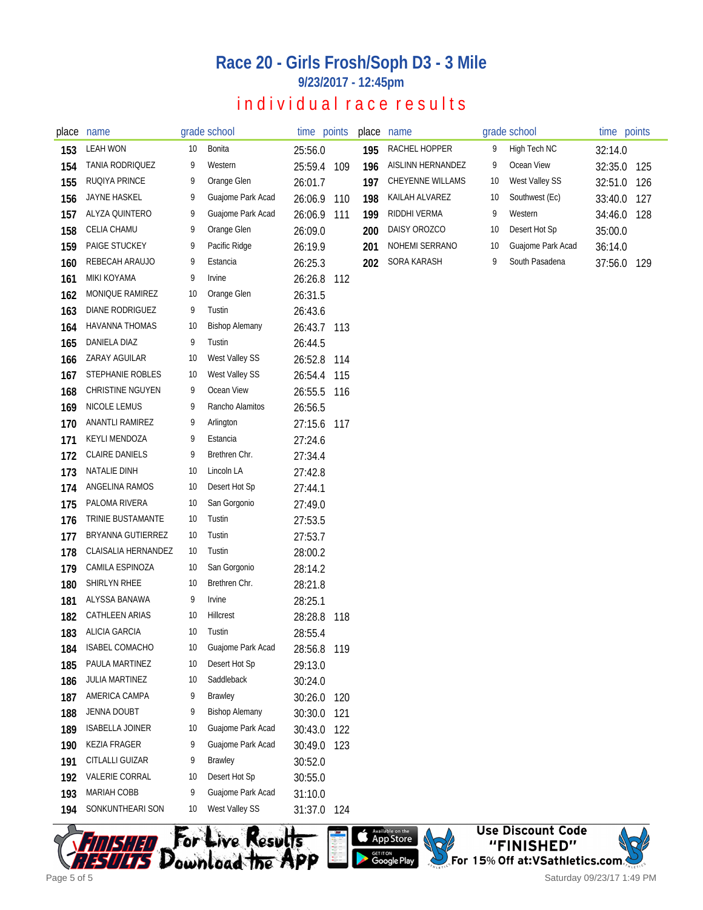# Race 20 - Girls Frosh/Soph D3 - 3 Mile

**9/23/2017 - 12:45pm**

## individual race results

| place | name | grade | school | time | points |
|---|---|---|---|---|---|
| 153 | LEAH WON | 10 | Bonita | 25:56.0 | |
| 154 | TANIA RODRIQUEZ | 9 | Western | 25:59.4 | 109 |
| 155 | RUQIYA PRINCE | 9 | Orange Glen | 26:01.7 | |
| 156 | JAYNE HASKEL | 9 | Guajome Park Acad | 26:06.9 | 110 |
| 157 | ALYZA QUINTERO | 9 | Guajome Park Acad | 26:06.9 | 111 |
| 158 | CELIA CHAMU | 9 | Orange Glen | 26:09.0 | |
| 159 | PAIGE STUCKEY | 9 | Pacific Ridge | 26:19.9 | |
| 160 | REBECAH ARAUJO | 9 | Estancia | 26:25.3 | |
| 161 | MIKI KOYAMA | 9 | Irvine | 26:26.8 | 112 |
| 162 | MONIQUE RAMIREZ | 10 | Orange Glen | 26:31.5 | |
| 163 | DIANE RODRIGUEZ | 9 | Tustin | 26:43.6 | |
| 164 | HAVANNA THOMAS | 10 | Bishop Alemany | 26:43.7 | 113 |
| 165 | DANIELA DIAZ | 9 | Tustin | 26:44.5 | |
| 166 | ZARAY AGUILAR | 10 | West Valley SS | 26:52.8 | 114 |
| 167 | STEPHANIE ROBLES | 10 | West Valley SS | 26:54.4 | 115 |
| 168 | CHRISTINE NGUYEN | 9 | Ocean View | 26:55.5 | 116 |
| 169 | NICOLE LEMUS | 9 | Rancho Alamitos | 26:56.5 | |
| 170 | ANANTLI RAMIREZ | 9 | Arlington | 27:15.6 | 117 |
| 171 | KEYLI MENDOZA | 9 | Estancia | 27:24.6 | |
| 172 | CLAIRE DANIELS | 9 | Brethren Chr. | 27:34.4 | |
| 173 | NATALIE DINH | 10 | Lincoln LA | 27:42.8 | |
| 174 | ANGELINA RAMOS | 10 | Desert Hot Sp | 27:44.1 | |
| 175 | PALOMA RIVERA | 10 | San Gorgonio | 27:49.0 | |
| 176 | TRINIE BUSTAMANTE | 10 | Tustin | 27:53.5 | |
| 177 | BRYANNA GUTIERREZ | 10 | Tustin | 27:53.7 | |
| 178 | CLAISALIA HERNANDEZ | 10 | Tustin | 28:00.2 | |
| 179 | CAMILA ESPINOZA | 10 | San Gorgonio | 28:14.2 | |
| 180 | SHIRLYN RHEE | 10 | Brethren Chr. | 28:21.8 | |
| 181 | ALYSSA BANAWA | 9 | Irvine | 28:25.1 | |
| 182 | CATHLEEN ARIAS | 10 | Hillcrest | 28:28.8 | 118 |
| 183 | ALICIA GARCIA | 10 | Tustin | 28:55.4 | |
| 184 | ISABEL COMACHO | 10 | Guajome Park Acad | 28:56.8 | 119 |
| 185 | PAULA MARTINEZ | 10 | Desert Hot Sp | 29:13.0 | |
| 186 | JULIA MARTINEZ | 10 | Saddleback | 30:24.0 | |
| 187 | AMERICA CAMPA | 9 | Brawley | 30:26.0 | 120 |
| 188 | JENNA DOUBT | 9 | Bishop Alemany | 30:30.0 | 121 |
| 189 | ISABELLA JOINER | 10 | Guajome Park Acad | 30:43.0 | 122 |
| 190 | KEZIA FRAGER | 9 | Guajome Park Acad | 30:49.0 | 123 |
| 191 | CITLALLI GUIZAR | 9 | Brawley | 30:52.0 | |
| 192 | VALERIE CORRAL | 10 | Desert Hot Sp | 30:55.0 | |
| 193 | MARIAH COBB | 9 | Guajome Park Acad | 31:10.0 | |
| 194 | SONKUNTHEARI SON | 10 | West Valley SS | 31:37.0 | 124 |
| 195 | RACHEL HOPPER | 9 | High Tech NC | 32:14.0 | |
| 196 | AISLINN HERNANDEZ | 9 | Ocean View | 32:35.0 | 125 |
| 197 | CHEYENNE WILLAMS | 10 | West Valley SS | 32:51.0 | 126 |
| 198 | KAILAH ALVAREZ | 10 | Southwest (Ec) | 33:40.0 | 127 |
| 199 | RIDDHI VERMA | 9 | Western | 34:46.0 | 128 |
| 200 | DAISY OROZCO | 10 | Desert Hot Sp | 35:00.0 | |
| 201 | NOHEMI SERRANO | 10 | Guajome Park Acad | 36:14.0 | |
| 202 | SORA KARASH | 9 | South Pasadena | 37:56.0 | 129 |

FINISHED RESULTS — For Live Results Download the App — Available on the App Store — GET IT ON Google Play

Use Discount Code "FINISHED" For 15% Off at:VSathletics.com

Saturday 09/23/17 1:49 PM